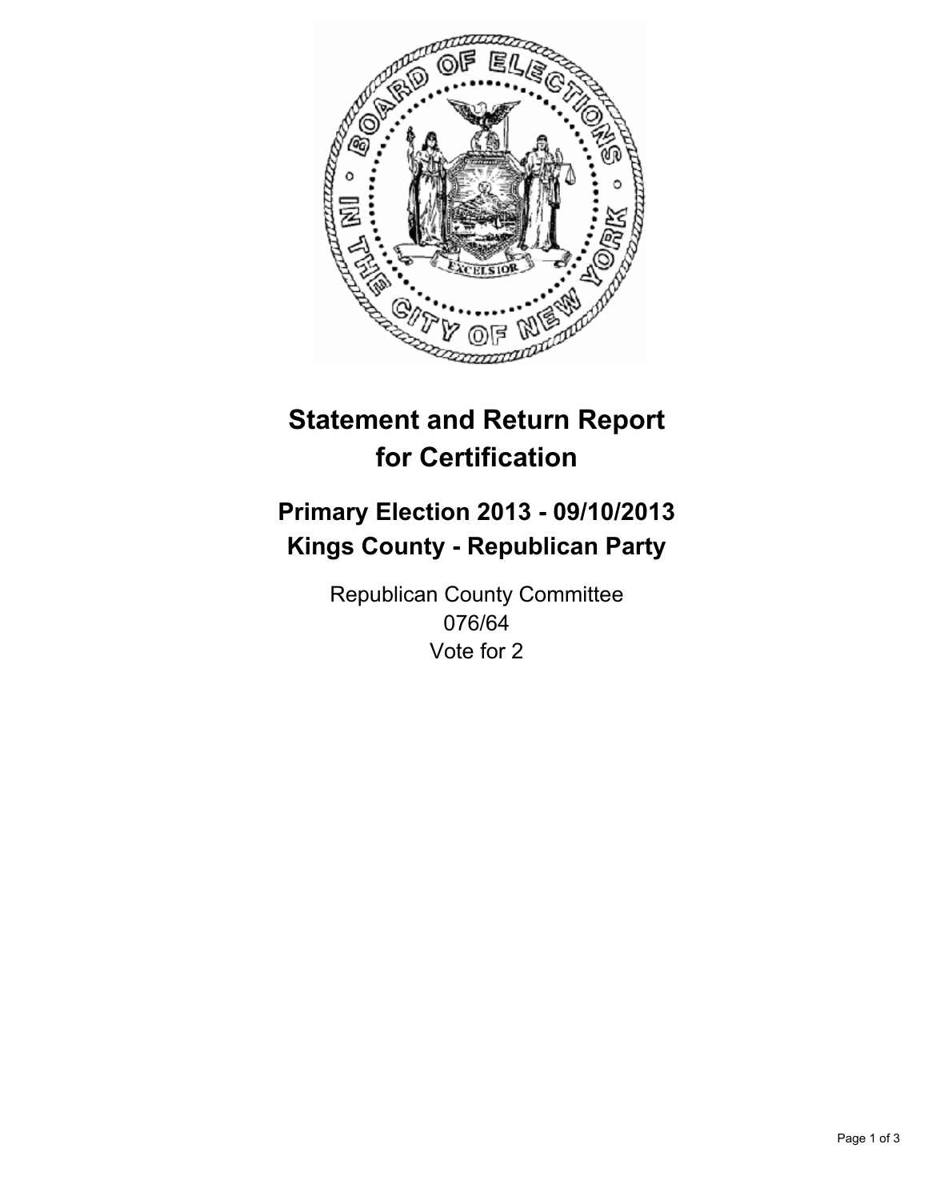# Statement and Return Report for Certification

## Primary Election 2013 - 09/10/2013
## Kings County - Republican Party

Republican County Committee
076/64
Vote for 2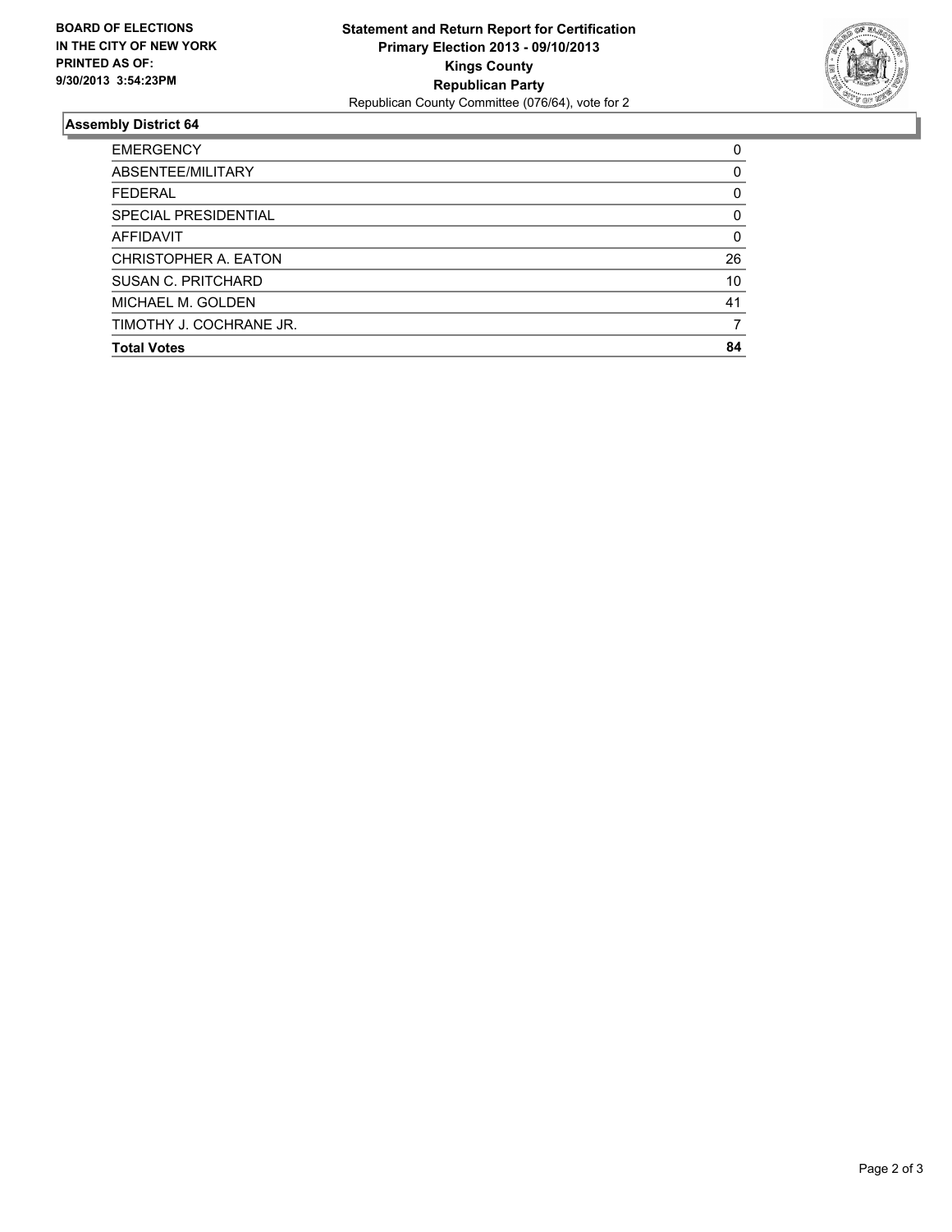**BOARD OF ELECTIONS IN THE CITY OF NEW YORK PRINTED AS OF: 9/30/2013 3:54:23PM**

**Statement and Return Report for Certification**
**Primary Election 2013 - 09/10/2013**
**Kings County**
**Republican Party**
Republican County Committee (076/64), vote for 2

### Assembly District 64

| | |
|---|---|
| EMERGENCY | 0 |
| ABSENTEE/MILITARY | 0 |
| FEDERAL | 0 |
| SPECIAL PRESIDENTIAL | 0 |
| AFFIDAVIT | 0 |
| CHRISTOPHER A. EATON | 26 |
| SUSAN C. PRITCHARD | 10 |
| MICHAEL M. GOLDEN | 41 |
| TIMOTHY J. COCHRANE JR. | 7 |
| **Total Votes** | **84** |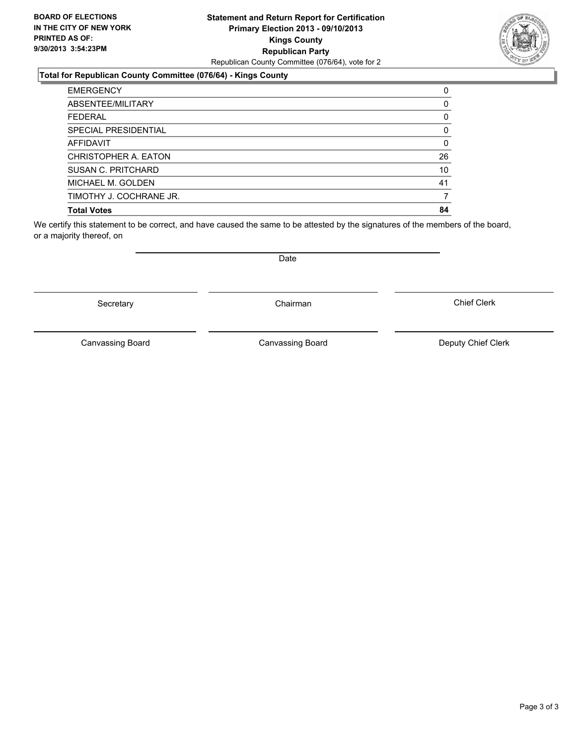**BOARD OF ELECTIONS IN THE CITY OF NEW YORK PRINTED AS OF: 9/30/2013 3:54:23PM**

**Statement and Return Report for Certification**
**Primary Election 2013 - 09/10/2013**
**Kings County**
**Republican Party**
Republican County Committee (076/64), vote for 2

### Total for Republican County Committee (076/64) - Kings County

| | |
|---|---|
| EMERGENCY | 0 |
| ABSENTEE/MILITARY | 0 |
| FEDERAL | 0 |
| SPECIAL PRESIDENTIAL | 0 |
| AFFIDAVIT | 0 |
| CHRISTOPHER A. EATON | 26 |
| SUSAN C. PRITCHARD | 10 |
| MICHAEL M. GOLDEN | 41 |
| TIMOTHY J. COCHRANE JR. | 7 |
| **Total Votes** | **84** |

We certify this statement to be correct, and have caused the same to be attested by the signatures of the members of the board, or a majority thereof, on

Date

Secretary    Chairman    Chief Clerk

Canvassing Board    Canvassing Board    Deputy Chief Clerk